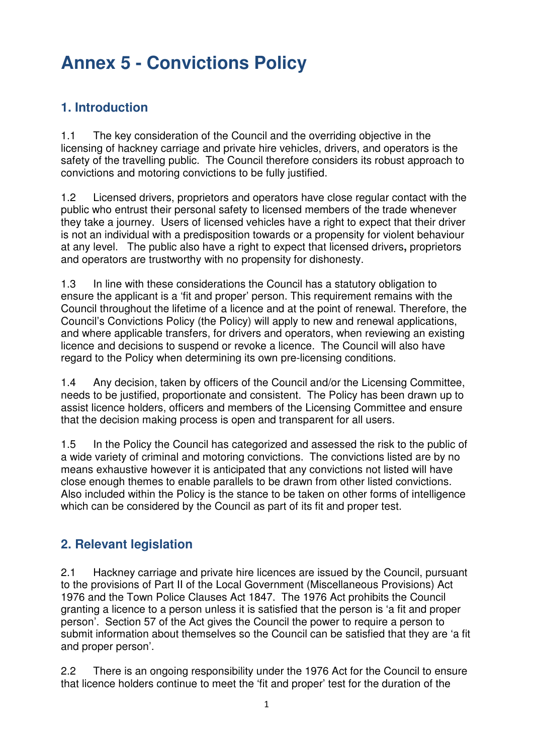# Annex 5 - Convictions Policy

## 1. Introduction

1.1 The key consideration of the Council and the overriding objective in the licensing of hackney carriage and private hire vehicles, drivers, and operators is the safety of the travelling public. The Council therefore considers its robust approach to convictions and motoring convictions to be fully justified.

1.2 Licensed drivers, proprietors and operators have close regular contact with the public who entrust their personal safety to licensed members of the trade whenever they take a journey. Users of licensed vehicles have a right to expect that their driver is not an individual with a predisposition towards or a propensity for violent behaviour at any level. The public also have a right to expect that licensed drivers**,** proprietors and operators are trustworthy with no propensity for dishonesty.

1.3 In line with these considerations the Council has a statutory obligation to ensure the applicant is a 'fit and proper' person. This requirement remains with the Council throughout the lifetime of a licence and at the point of renewal. Therefore, the Council's Convictions Policy (the Policy) will apply to new and renewal applications, and where applicable transfers, for drivers and operators, when reviewing an existing licence and decisions to suspend or revoke a licence. The Council will also have regard to the Policy when determining its own pre-licensing conditions.

1.4 Any decision, taken by officers of the Council and/or the Licensing Committee, needs to be justified, proportionate and consistent. The Policy has been drawn up to assist licence holders, officers and members of the Licensing Committee and ensure that the decision making process is open and transparent for all users.

1.5 In the Policy the Council has categorized and assessed the risk to the public of a wide variety of criminal and motoring convictions. The convictions listed are by no means exhaustive however it is anticipated that any convictions not listed will have close enough themes to enable parallels to be drawn from other listed convictions. Also included within the Policy is the stance to be taken on other forms of intelligence which can be considered by the Council as part of its fit and proper test.

## 2. Relevant legislation

2.1 Hackney carriage and private hire licences are issued by the Council, pursuant to the provisions of Part II of the Local Government (Miscellaneous Provisions) Act 1976 and the Town Police Clauses Act 1847. The 1976 Act prohibits the Council granting a licence to a person unless it is satisfied that the person is 'a fit and proper person'. Section 57 of the Act gives the Council the power to require a person to submit information about themselves so the Council can be satisfied that they are 'a fit and proper person'.

2.2 There is an ongoing responsibility under the 1976 Act for the Council to ensure that licence holders continue to meet the 'fit and proper' test for the duration of the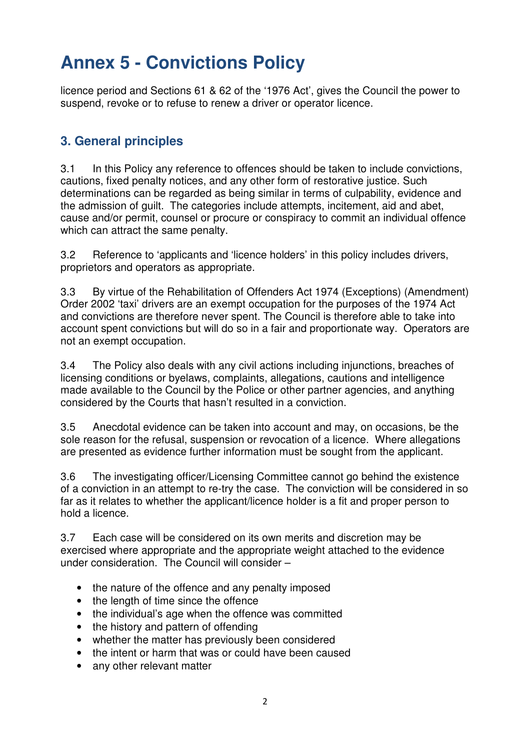# Annex 5 - Convictions Policy

licence period and Sections 61 & 62 of the '1976 Act', gives the Council the power to suspend, revoke or to refuse to renew a driver or operator licence.

## 3. General principles

3.1 In this Policy any reference to offences should be taken to include convictions, cautions, fixed penalty notices, and any other form of restorative justice. Such determinations can be regarded as being similar in terms of culpability, evidence and the admission of guilt. The categories include attempts, incitement, aid and abet, cause and/or permit, counsel or procure or conspiracy to commit an individual offence which can attract the same penalty.

3.2 Reference to 'applicants and 'licence holders' in this policy includes drivers, proprietors and operators as appropriate.

3.3 By virtue of the Rehabilitation of Offenders Act 1974 (Exceptions) (Amendment) Order 2002 'taxi' drivers are an exempt occupation for the purposes of the 1974 Act and convictions are therefore never spent. The Council is therefore able to take into account spent convictions but will do so in a fair and proportionate way. Operators are not an exempt occupation.

3.4 The Policy also deals with any civil actions including injunctions, breaches of licensing conditions or byelaws, complaints, allegations, cautions and intelligence made available to the Council by the Police or other partner agencies, and anything considered by the Courts that hasn't resulted in a conviction.

3.5 Anecdotal evidence can be taken into account and may, on occasions, be the sole reason for the refusal, suspension or revocation of a licence. Where allegations are presented as evidence further information must be sought from the applicant.

3.6 The investigating officer/Licensing Committee cannot go behind the existence of a conviction in an attempt to re-try the case. The conviction will be considered in so far as it relates to whether the applicant/licence holder is a fit and proper person to hold a licence.

3.7 Each case will be considered on its own merits and discretion may be exercised where appropriate and the appropriate weight attached to the evidence under consideration. The Council will consider –

- the nature of the offence and any penalty imposed
- the length of time since the offence
- the individual's age when the offence was committed
- the history and pattern of offending
- whether the matter has previously been considered
- the intent or harm that was or could have been caused
- any other relevant matter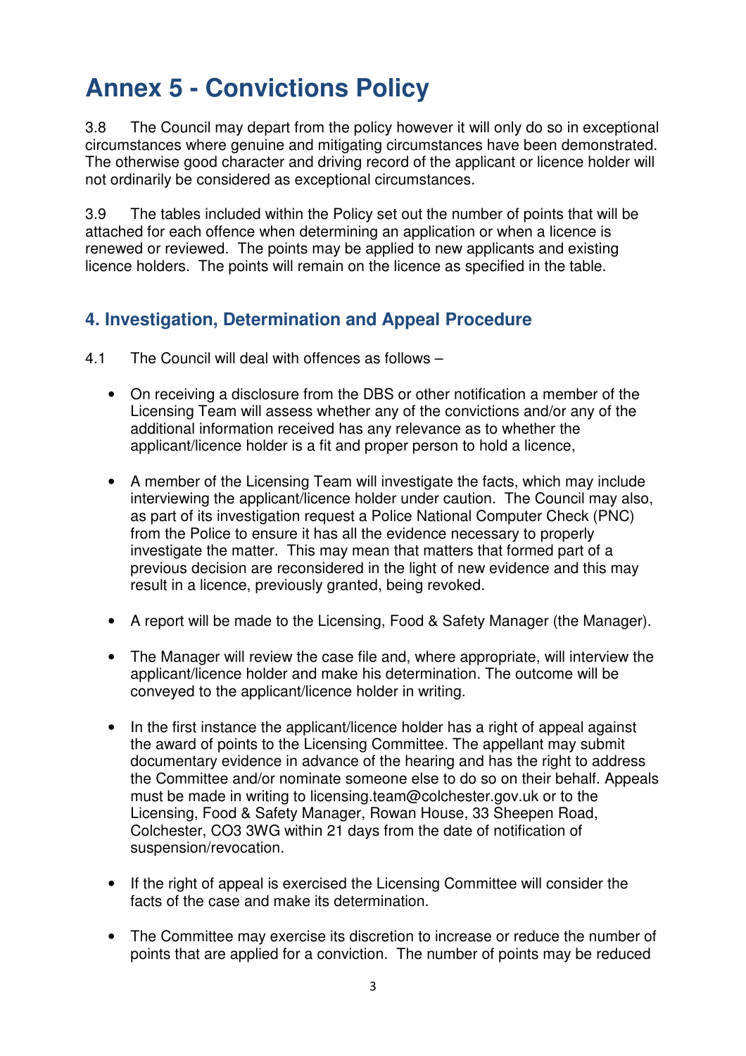# Annex 5 - Convictions Policy

3.8 The Council may depart from the policy however it will only do so in exceptional circumstances where genuine and mitigating circumstances have been demonstrated. The otherwise good character and driving record of the applicant or licence holder will not ordinarily be considered as exceptional circumstances.

3.9 The tables included within the Policy set out the number of points that will be attached for each offence when determining an application or when a licence is renewed or reviewed. The points may be applied to new applicants and existing licence holders. The points will remain on the licence as specified in the table.

## 4. Investigation, Determination and Appeal Procedure

4.1 The Council will deal with offences as follows –

- On receiving a disclosure from the DBS or other notification a member of the Licensing Team will assess whether any of the convictions and/or any of the additional information received has any relevance as to whether the applicant/licence holder is a fit and proper person to hold a licence,

- A member of the Licensing Team will investigate the facts, which may include interviewing the applicant/licence holder under caution. The Council may also, as part of its investigation request a Police National Computer Check (PNC) from the Police to ensure it has all the evidence necessary to properly investigate the matter. This may mean that matters that formed part of a previous decision are reconsidered in the light of new evidence and this may result in a licence, previously granted, being revoked.

- A report will be made to the Licensing, Food & Safety Manager (the Manager).

- The Manager will review the case file and, where appropriate, will interview the applicant/licence holder and make his determination. The outcome will be conveyed to the applicant/licence holder in writing.

- In the first instance the applicant/licence holder has a right of appeal against the award of points to the Licensing Committee. The appellant may submit documentary evidence in advance of the hearing and has the right to address the Committee and/or nominate someone else to do so on their behalf. Appeals must be made in writing to licensing.team@colchester.gov.uk or to the Licensing, Food & Safety Manager, Rowan House, 33 Sheepen Road, Colchester, CO3 3WG within 21 days from the date of notification of suspension/revocation.

- If the right of appeal is exercised the Licensing Committee will consider the facts of the case and make its determination.

- The Committee may exercise its discretion to increase or reduce the number of points that are applied for a conviction. The number of points may be reduced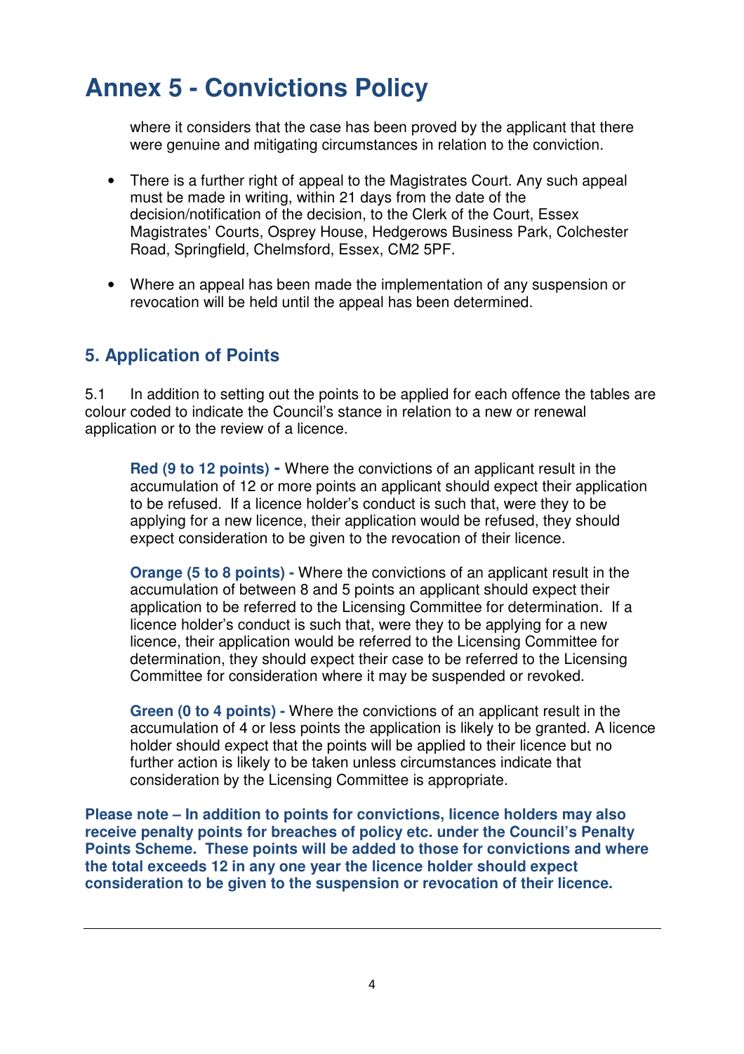# Annex 5 - Convictions Policy

where it considers that the case has been proved by the applicant that there were genuine and mitigating circumstances in relation to the conviction.

- There is a further right of appeal to the Magistrates Court. Any such appeal must be made in writing, within 21 days from the date of the decision/notification of the decision, to the Clerk of the Court, Essex Magistrates' Courts, Osprey House, Hedgerows Business Park, Colchester Road, Springfield, Chelmsford, Essex, CM2 5PF.

- Where an appeal has been made the implementation of any suspension or revocation will be held until the appeal has been determined.

## 5. Application of Points

5.1 In addition to setting out the points to be applied for each offence the tables are colour coded to indicate the Council's stance in relation to a new or renewal application or to the review of a licence.

> **Red (9 to 12 points) -** Where the convictions of an applicant result in the accumulation of 12 or more points an applicant should expect their application to be refused. If a licence holder's conduct is such that, were they to be applying for a new licence, their application would be refused, they should expect consideration to be given to the revocation of their licence.
>
> **Orange (5 to 8 points) -** Where the convictions of an applicant result in the accumulation of between 8 and 5 points an applicant should expect their application to be referred to the Licensing Committee for determination. If a licence holder's conduct is such that, were they to be applying for a new licence, their application would be referred to the Licensing Committee for determination, they should expect their case to be referred to the Licensing Committee for consideration where it may be suspended or revoked.
>
> **Green (0 to 4 points) -** Where the convictions of an applicant result in the accumulation of 4 or less points the application is likely to be granted. A licence holder should expect that the points will be applied to their licence but no further action is likely to be taken unless circumstances indicate that consideration by the Licensing Committee is appropriate.

**Please note – In addition to points for convictions, licence holders may also receive penalty points for breaches of policy etc. under the Council's Penalty Points Scheme. These points will be added to those for convictions and where the total exceeds 12 in any one year the licence holder should expect consideration to be given to the suspension or revocation of their licence.**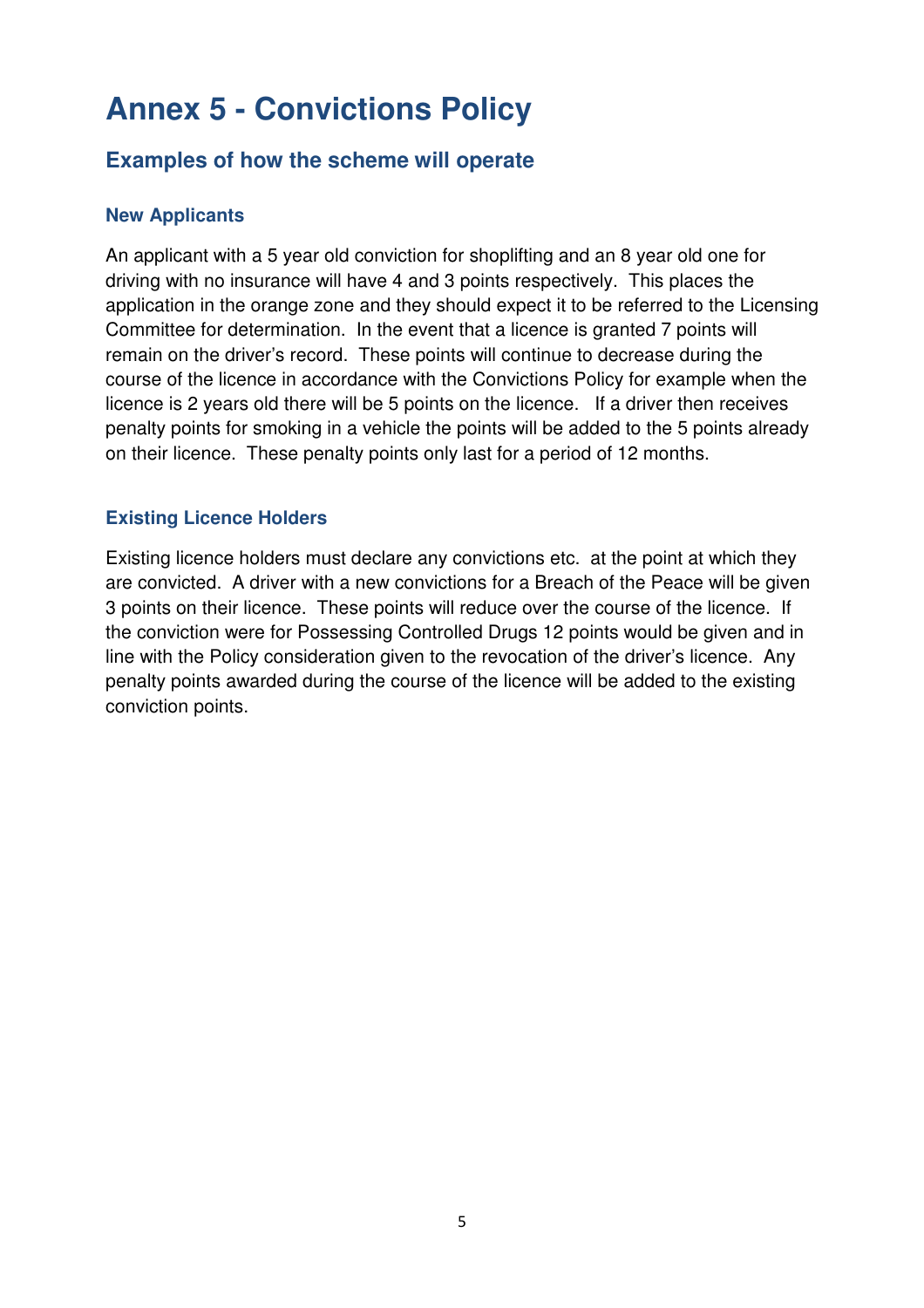# Annex 5 - Convictions Policy

## Examples of how the scheme will operate

### New Applicants

An applicant with a 5 year old conviction for shoplifting and an 8 year old one for driving with no insurance will have 4 and 3 points respectively. This places the application in the orange zone and they should expect it to be referred to the Licensing Committee for determination. In the event that a licence is granted 7 points will remain on the driver's record. These points will continue to decrease during the course of the licence in accordance with the Convictions Policy for example when the licence is 2 years old there will be 5 points on the licence. If a driver then receives penalty points for smoking in a vehicle the points will be added to the 5 points already on their licence. These penalty points only last for a period of 12 months.

### Existing Licence Holders

Existing licence holders must declare any convictions etc. at the point at which they are convicted. A driver with a new convictions for a Breach of the Peace will be given 3 points on their licence. These points will reduce over the course of the licence. If the conviction were for Possessing Controlled Drugs 12 points would be given and in line with the Policy consideration given to the revocation of the driver's licence. Any penalty points awarded during the course of the licence will be added to the existing conviction points.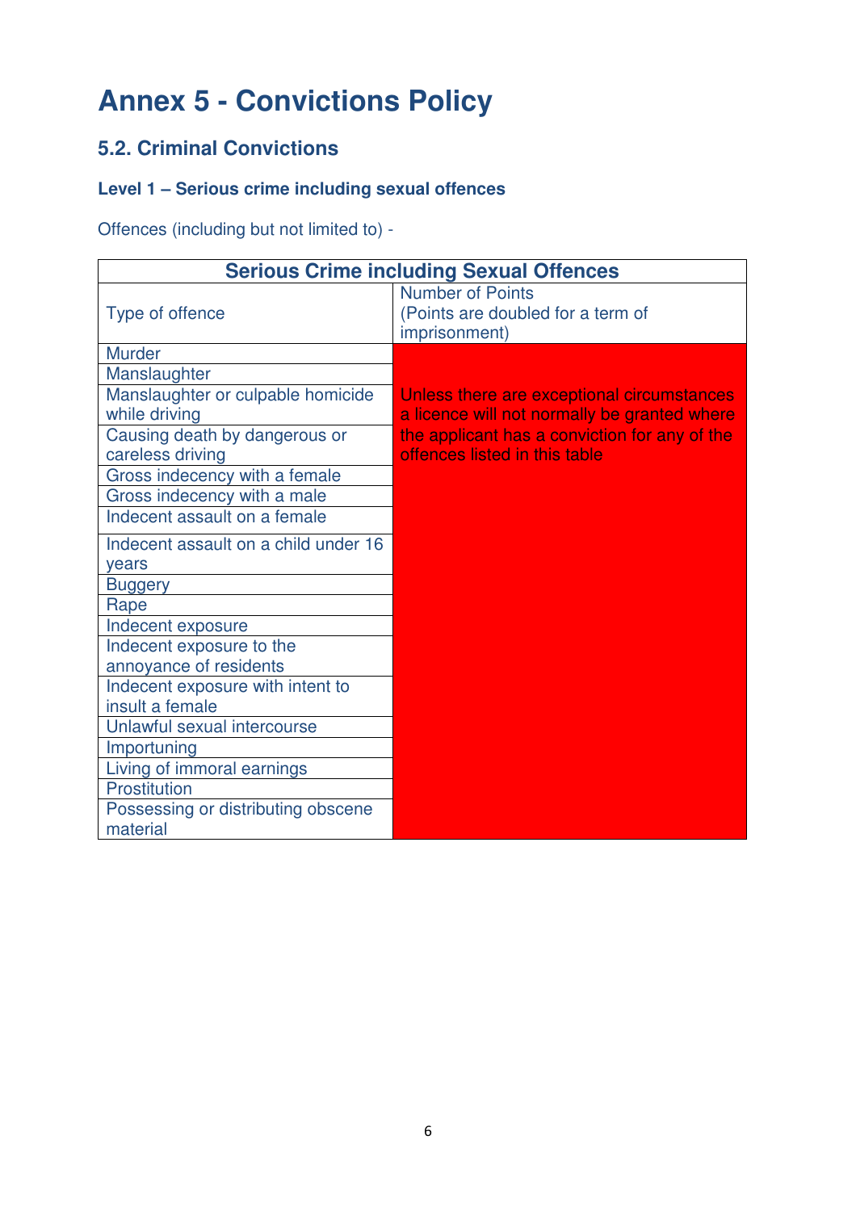# Annex 5 - Convictions Policy

## 5.2. Criminal Convictions

### Level 1 – Serious crime including sexual offences

Offences (including but not limited to) -

| Serious Crime including Sexual Offences | |
|---|---|
| Type of offence | Number of Points (Points are doubled for a term of imprisonment) |
| Murder | Unless there are exceptional circumstances a licence will not normally be granted where the applicant has a conviction for any of the offences listed in this table |
| Manslaughter | |
| Manslaughter or culpable homicide while driving | |
| Causing death by dangerous or careless driving | |
| Gross indecency with a female | |
| Gross indecency with a male | |
| Indecent assault on a female | |
| Indecent assault on a child under 16 years | |
| Buggery | |
| Rape | |
| Indecent exposure | |
| Indecent exposure to the annoyance of residents | |
| Indecent exposure with intent to insult a female | |
| Unlawful sexual intercourse | |
| Importuning | |
| Living of immoral earnings | |
| Prostitution | |
| Possessing or distributing obscene material | |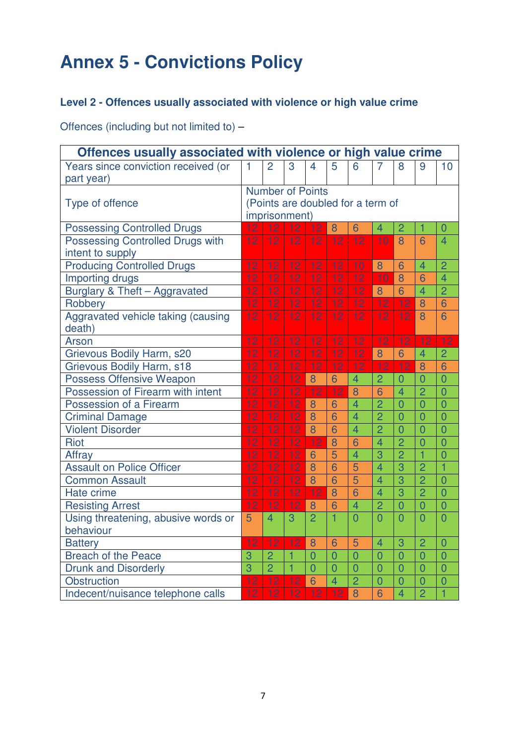# Annex 5 - Convictions Policy

### Level 2 - Offences usually associated with violence or high value crime

Offences (including but not limited to) –

| Offences usually associated with violence or high value crime | | | | | | | | | | |
|---|---|---|---|---|---|---|---|---|---|---|
| Years since conviction received (or part year) | 1 | 2 | 3 | 4 | 5 | 6 | 7 | 8 | 9 | 10 |
| Type of offence | Number of Points (Points are doubled for a term of imprisonment) | | | | | | | | | |
| Possessing Controlled Drugs | 12 | 12 | 12 | 12 | 8 | 6 | 4 | 2 | 1 | 0 |
| Possessing Controlled Drugs with intent to supply | 12 | 12 | 12 | 12 | 12 | 12 | 10 | 8 | 6 | 4 |
| Producing Controlled Drugs | 12 | 12 | 12 | 12 | 12 | 10 | 8 | 6 | 4 | 2 |
| Importing drugs | 12 | 12 | 12 | 12 | 12 | 12 | 10 | 8 | 6 | 4 |
| Burglary & Theft – Aggravated | 12 | 12 | 12 | 12 | 12 | 12 | 8 | 6 | 4 | 2 |
| Robbery | 12 | 12 | 12 | 12 | 12 | 12 | 12 | 12 | 8 | 6 |
| Aggravated vehicle taking (causing death) | 12 | 12 | 12 | 12 | 12 | 12 | 12 | 12 | 8 | 6 |
| Arson | 12 | 12 | 12 | 12 | 12 | 12 | 12 | 12 | 12 | 12 |
| Grievous Bodily Harm, s20 | 12 | 12 | 12 | 12 | 12 | 12 | 8 | 6 | 4 | 2 |
| Grievous Bodily Harm, s18 | 12 | 12 | 12 | 12 | 12 | 12 | 12 | 12 | 8 | 6 |
| Possess Offensive Weapon | 12 | 12 | 12 | 8 | 6 | 4 | 2 | 0 | 0 | 0 |
| Possession of Firearm with intent | 12 | 12 | 12 | 12 | 12 | 8 | 6 | 4 | 2 | 0 |
| Possession of a Firearm | 12 | 12 | 12 | 8 | 6 | 4 | 2 | 0 | 0 | 0 |
| Criminal Damage | 12 | 12 | 12 | 8 | 6 | 4 | 2 | 0 | 0 | 0 |
| Violent Disorder | 12 | 12 | 12 | 8 | 6 | 4 | 2 | 0 | 0 | 0 |
| Riot | 12 | 12 | 12 | 12 | 8 | 6 | 4 | 2 | 0 | 0 |
| Affray | 12 | 12 | 12 | 6 | 5 | 4 | 3 | 2 | 1 | 0 |
| Assault on Police Officer | 12 | 12 | 12 | 8 | 6 | 5 | 4 | 3 | 2 | 1 |
| Common Assault | 12 | 12 | 12 | 8 | 6 | 5 | 4 | 3 | 2 | 0 |
| Hate crime | 12 | 12 | 12 | 12 | 8 | 6 | 4 | 3 | 2 | 0 |
| Resisting Arrest | 12 | 12 | 12 | 8 | 6 | 4 | 2 | 0 | 0 | 0 |
| Using threatening, abusive words or behaviour | 5 | 4 | 3 | 2 | 1 | 0 | 0 | 0 | 0 | 0 |
| Battery | 12 | 12 | 12 | 8 | 6 | 5 | 4 | 3 | 2 | 0 |
| Breach of the Peace | 3 | 2 | 1 | 0 | 0 | 0 | 0 | 0 | 0 | 0 |
| Drunk and Disorderly | 3 | 2 | 1 | 0 | 0 | 0 | 0 | 0 | 0 | 0 |
| Obstruction | 12 | 12 | 12 | 6 | 4 | 2 | 0 | 0 | 0 | 0 |
| Indecent/nuisance telephone calls | 12 | 12 | 12 | 12 | 12 | 8 | 6 | 4 | 2 | 1 |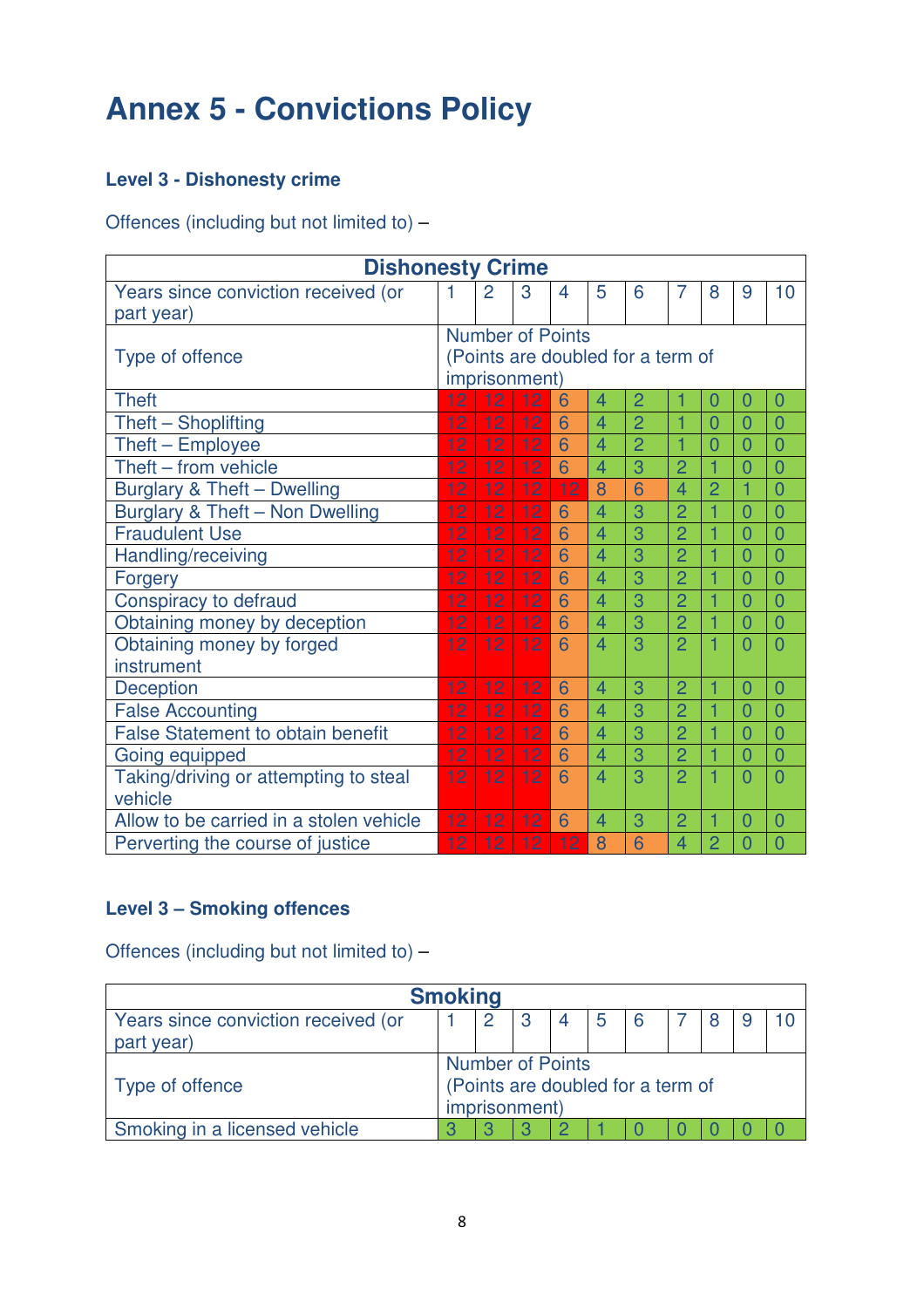# Annex 5 - Convictions Policy

### Level 3 - Dishonesty crime

Offences (including but not limited to) –

| Dishonesty Crime | | | | | | | | | | |
|---|---|---|---|---|---|---|---|---|---|---|
| Years since conviction received (or part year) | 1 | 2 | 3 | 4 | 5 | 6 | 7 | 8 | 9 | 10 |
| Type of offence | Number of Points (Points are doubled for a term of imprisonment) | | | | | | | | | |
| Theft | 12 | 12 | 12 | 6 | 4 | 2 | 1 | 0 | 0 | 0 |
| Theft – Shoplifting | 12 | 12 | 12 | 6 | 4 | 2 | 1 | 0 | 0 | 0 |
| Theft – Employee | 12 | 12 | 12 | 6 | 4 | 2 | 1 | 0 | 0 | 0 |
| Theft – from vehicle | 12 | 12 | 12 | 6 | 4 | 3 | 2 | 1 | 0 | 0 |
| Burglary & Theft – Dwelling | 12 | 12 | 12 | 12 | 8 | 6 | 4 | 2 | 1 | 0 |
| Burglary & Theft – Non Dwelling | 12 | 12 | 12 | 6 | 4 | 3 | 2 | 1 | 0 | 0 |
| Fraudulent Use | 12 | 12 | 12 | 6 | 4 | 3 | 2 | 1 | 0 | 0 |
| Handling/receiving | 12 | 12 | 12 | 6 | 4 | 3 | 2 | 1 | 0 | 0 |
| Forgery | 12 | 12 | 12 | 6 | 4 | 3 | 2 | 1 | 0 | 0 |
| Conspiracy to defraud | 12 | 12 | 12 | 6 | 4 | 3 | 2 | 1 | 0 | 0 |
| Obtaining money by deception | 12 | 12 | 12 | 6 | 4 | 3 | 2 | 1 | 0 | 0 |
| Obtaining money by forged instrument | 12 | 12 | 12 | 6 | 4 | 3 | 2 | 1 | 0 | 0 |
| Deception | 12 | 12 | 12 | 6 | 4 | 3 | 2 | 1 | 0 | 0 |
| False Accounting | 12 | 12 | 12 | 6 | 4 | 3 | 2 | 1 | 0 | 0 |
| False Statement to obtain benefit | 12 | 12 | 12 | 6 | 4 | 3 | 2 | 1 | 0 | 0 |
| Going equipped | 12 | 12 | 12 | 6 | 4 | 3 | 2 | 1 | 0 | 0 |
| Taking/driving or attempting to steal vehicle | 12 | 12 | 12 | 6 | 4 | 3 | 2 | 1 | 0 | 0 |
| Allow to be carried in a stolen vehicle | 12 | 12 | 12 | 6 | 4 | 3 | 2 | 1 | 0 | 0 |
| Perverting the course of justice | 12 | 12 | 12 | 12 | 8 | 6 | 4 | 2 | 0 | 0 |

### Level 3 – Smoking offences

Offences (including but not limited to) –

| Smoking | | | | | | | | | | |
|---|---|---|---|---|---|---|---|---|---|---|
| Years since conviction received (or part year) | 1 | 2 | 3 | 4 | 5 | 6 | 7 | 8 | 9 | 10 |
| Type of offence | Number of Points (Points are doubled for a term of imprisonment) | | | | | | | | | |
| Smoking in a licensed vehicle | 3 | 3 | 3 | 2 | 1 | 0 | 0 | 0 | 0 | 0 |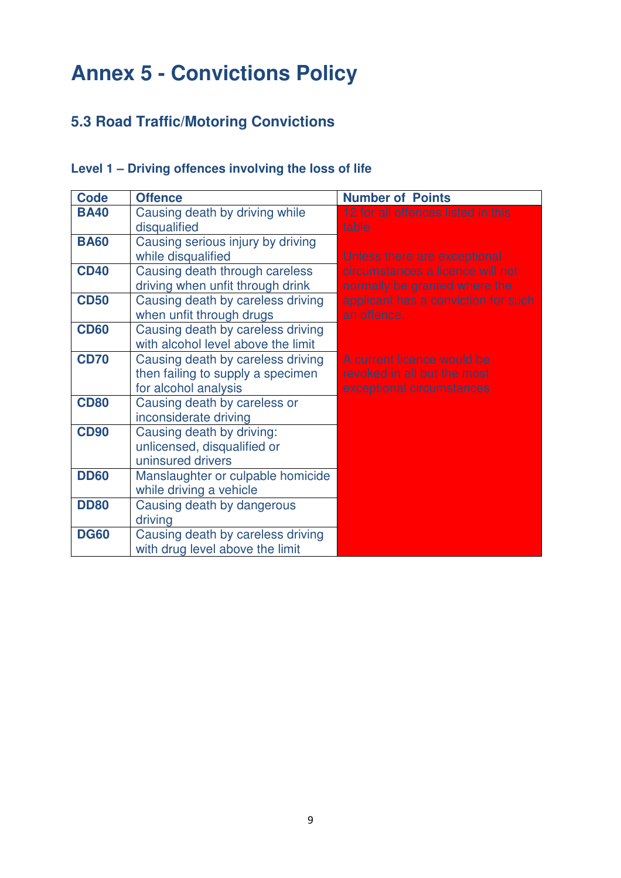# Annex 5 - Convictions Policy

## 5.3 Road Traffic/Motoring Convictions

### Level 1 – Driving offences involving the loss of life

| Code | Offence | Number of Points |
|---|---|---|
| **BA40** | Causing death by driving while disqualified | 12 for all offences listed in this table<br><br>Unless there are exceptional circumstances a licence will not normally be granted where the applicant has a conviction for such an offence.<br><br>A current licence would be revoked in all but the most exceptional circumstances |
| **BA60** | Causing serious injury by driving while disqualified | |
| **CD40** | Causing death through careless driving when unfit through drink | |
| **CD50** | Causing death by careless driving when unfit through drugs | |
| **CD60** | Causing death by careless driving with alcohol level above the limit | |
| **CD70** | Causing death by careless driving then failing to supply a specimen for alcohol analysis | |
| **CD80** | Causing death by careless or inconsiderate driving | |
| **CD90** | Causing death by driving: unlicensed, disqualified or uninsured drivers | |
| **DD60** | Manslaughter or culpable homicide while driving a vehicle | |
| **DD80** | Causing death by dangerous driving | |
| **DG60** | Causing death by careless driving with drug level above the limit | |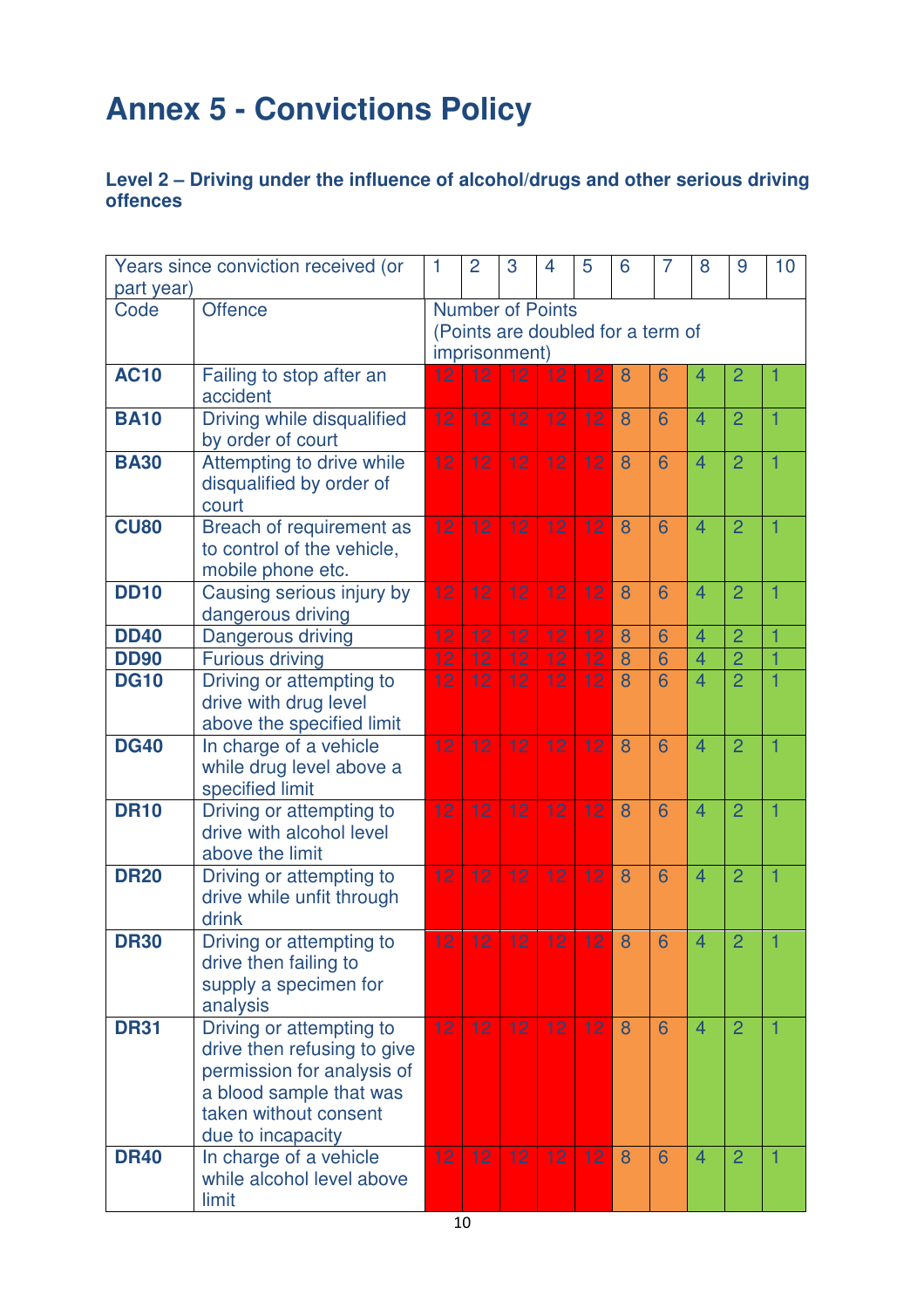# Annex 5 - Convictions Policy

### Level 2 – Driving under the influence of alcohol/drugs and other serious driving offences

| Years since conviction received (or part year) | | 1 | 2 | 3 | 4 | 5 | 6 | 7 | 8 | 9 | 10 |
|---|---|---|---|---|---|---|---|---|---|---|---|
| Code | Offence | Number of Points (Points are doubled for a term of imprisonment) | | | | | | | | | |
| **AC10** | Failing to stop after an accident | 12 | 12 | 12 | 12 | 12 | 8 | 6 | 4 | 2 | 1 |
| **BA10** | Driving while disqualified by order of court | 12 | 12 | 12 | 12 | 12 | 8 | 6 | 4 | 2 | 1 |
| **BA30** | Attempting to drive while disqualified by order of court | 12 | 12 | 12 | 12 | 12 | 8 | 6 | 4 | 2 | 1 |
| **CU80** | Breach of requirement as to control of the vehicle, mobile phone etc. | 12 | 12 | 12 | 12 | 12 | 8 | 6 | 4 | 2 | 1 |
| **DD10** | Causing serious injury by dangerous driving | 12 | 12 | 12 | 12 | 12 | 8 | 6 | 4 | 2 | 1 |
| **DD40** | Dangerous driving | 12 | 12 | 12 | 12 | 12 | 8 | 6 | 4 | 2 | 1 |
| **DD90** | Furious driving | 12 | 12 | 12 | 12 | 12 | 8 | 6 | 4 | 2 | 1 |
| **DG10** | Driving or attempting to drive with drug level above the specified limit | 12 | 12 | 12 | 12 | 12 | 8 | 6 | 4 | 2 | 1 |
| **DG40** | In charge of a vehicle while drug level above a specified limit | 12 | 12 | 12 | 12 | 12 | 8 | 6 | 4 | 2 | 1 |
| **DR10** | Driving or attempting to drive with alcohol level above the limit | 12 | 12 | 12 | 12 | 12 | 8 | 6 | 4 | 2 | 1 |
| **DR20** | Driving or attempting to drive while unfit through drink | 12 | 12 | 12 | 12 | 12 | 8 | 6 | 4 | 2 | 1 |
| **DR30** | Driving or attempting to drive then failing to supply a specimen for analysis | 12 | 12 | 12 | 12 | 12 | 8 | 6 | 4 | 2 | 1 |
| **DR31** | Driving or attempting to drive then refusing to give permission for analysis of a blood sample that was taken without consent due to incapacity | 12 | 12 | 12 | 12 | 12 | 8 | 6 | 4 | 2 | 1 |
| **DR40** | In charge of a vehicle while alcohol level above limit | 12 | 12 | 12 | 12 | 12 | 8 | 6 | 4 | 2 | 1 |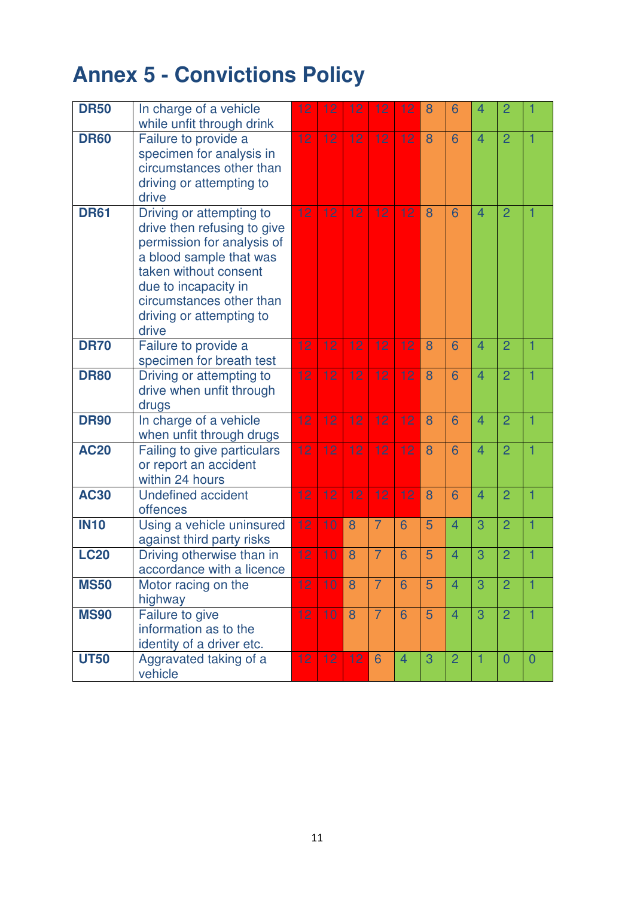# Annex 5 - Convictions Policy

| | | | | | | | | | | | |
|---|---|---|---|---|---|---|---|---|---|---|---|
| **DR50** | In charge of a vehicle while unfit through drink | 12 | 12 | 12 | 12 | 12 | 8 | 6 | 4 | 2 | 1 |
| **DR60** | Failure to provide a specimen for analysis in circumstances other than driving or attempting to drive | 12 | 12 | 12 | 12 | 12 | 8 | 6 | 4 | 2 | 1 |
| **DR61** | Driving or attempting to drive then refusing to give permission for analysis of a blood sample that was taken without consent due to incapacity in circumstances other than driving or attempting to drive | 12 | 12 | 12 | 12 | 12 | 8 | 6 | 4 | 2 | 1 |
| **DR70** | Failure to provide a specimen for breath test | 12 | 12 | 12 | 12 | 12 | 8 | 6 | 4 | 2 | 1 |
| **DR80** | Driving or attempting to drive when unfit through drugs | 12 | 12 | 12 | 12 | 12 | 8 | 6 | 4 | 2 | 1 |
| **DR90** | In charge of a vehicle when unfit through drugs | 12 | 12 | 12 | 12 | 12 | 8 | 6 | 4 | 2 | 1 |
| **AC20** | Failing to give particulars or report an accident within 24 hours | 12 | 12 | 12 | 12 | 12 | 8 | 6 | 4 | 2 | 1 |
| **AC30** | Undefined accident offences | 12 | 12 | 12 | 12 | 12 | 8 | 6 | 4 | 2 | 1 |
| **IN10** | Using a vehicle uninsured against third party risks | 12 | 10 | 8 | 7 | 6 | 5 | 4 | 3 | 2 | 1 |
| **LC20** | Driving otherwise than in accordance with a licence | 12 | 10 | 8 | 7 | 6 | 5 | 4 | 3 | 2 | 1 |
| **MS50** | Motor racing on the highway | 12 | 10 | 8 | 7 | 6 | 5 | 4 | 3 | 2 | 1 |
| **MS90** | Failure to give information as to the identity of a driver etc. | 12 | 10 | 8 | 7 | 6 | 5 | 4 | 3 | 2 | 1 |
| **UT50** | Aggravated taking of a vehicle | 12 | 12 | 12 | 6 | 4 | 3 | 2 | 1 | 0 | 0 |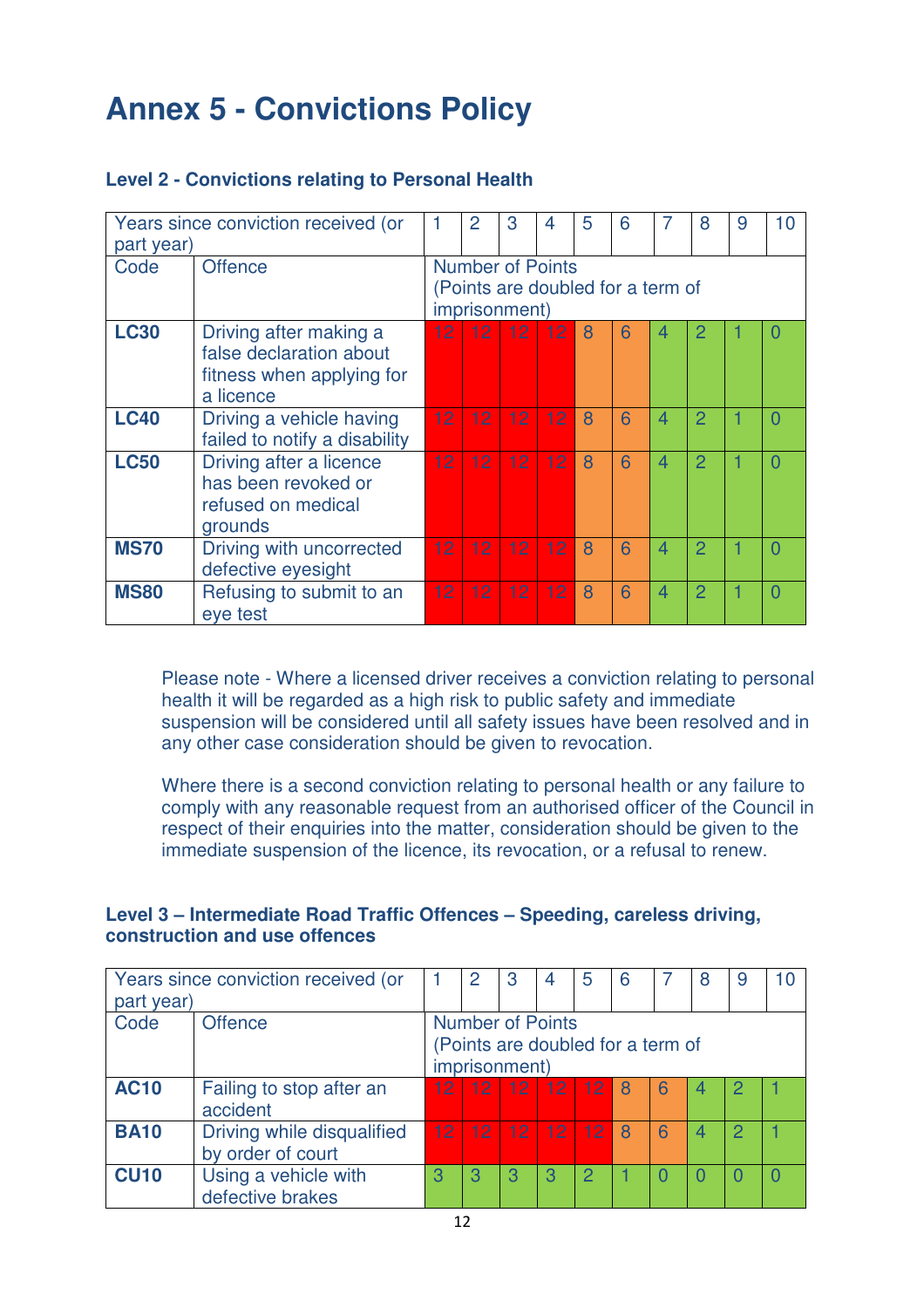# Annex 5 - Convictions Policy

### Level 2 - Convictions relating to Personal Health

| Years since conviction received (or part year) | | 1 | 2 | 3 | 4 | 5 | 6 | 7 | 8 | 9 | 10 |
|---|---|---|---|---|---|---|---|---|---|---|---|
| Code | Offence | Number of Points (Points are doubled for a term of imprisonment) | | | | | | | | | |
| **LC30** | Driving after making a false declaration about fitness when applying for a licence | 12 | 12 | 12 | 12 | 8 | 6 | 4 | 2 | 1 | 0 |
| **LC40** | Driving a vehicle having failed to notify a disability | 12 | 12 | 12 | 12 | 8 | 6 | 4 | 2 | 1 | 0 |
| **LC50** | Driving after a licence has been revoked or refused on medical grounds | 12 | 12 | 12 | 12 | 8 | 6 | 4 | 2 | 1 | 0 |
| **MS70** | Driving with uncorrected defective eyesight | 12 | 12 | 12 | 12 | 8 | 6 | 4 | 2 | 1 | 0 |
| **MS80** | Refusing to submit to an eye test | 12 | 12 | 12 | 12 | 8 | 6 | 4 | 2 | 1 | 0 |

Please note - Where a licensed driver receives a conviction relating to personal health it will be regarded as a high risk to public safety and immediate suspension will be considered until all safety issues have been resolved and in any other case consideration should be given to revocation.

Where there is a second conviction relating to personal health or any failure to comply with any reasonable request from an authorised officer of the Council in respect of their enquiries into the matter, consideration should be given to the immediate suspension of the licence, its revocation, or a refusal to renew.

### Level 3 – Intermediate Road Traffic Offences – Speeding, careless driving, construction and use offences

| Years since conviction received (or part year) | | 1 | 2 | 3 | 4 | 5 | 6 | 7 | 8 | 9 | 10 |
|---|---|---|---|---|---|---|---|---|---|---|---|
| Code | Offence | Number of Points (Points are doubled for a term of imprisonment) | | | | | | | | | |
| **AC10** | Failing to stop after an accident | 12 | 12 | 12 | 12 | 12 | 8 | 6 | 4 | 2 | 1 |
| **BA10** | Driving while disqualified by order of court | 12 | 12 | 12 | 12 | 12 | 8 | 6 | 4 | 2 | 1 |
| **CU10** | Using a vehicle with defective brakes | 3 | 3 | 3 | 3 | 2 | 1 | 0 | 0 | 0 | 0 |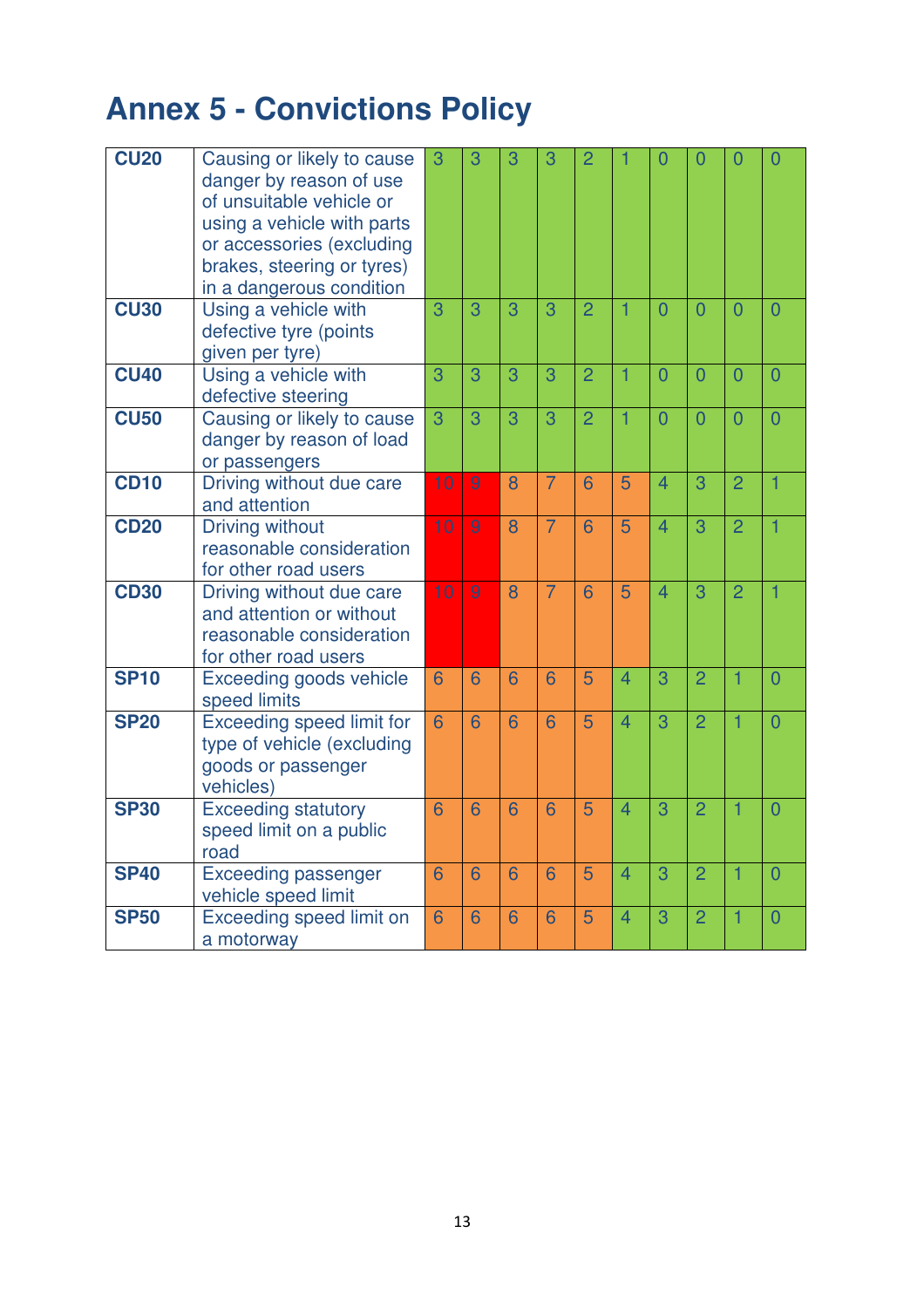# Annex 5 - Convictions Policy

| | | | | | | | | | | | |
|---|---|---|---|---|---|---|---|---|---|---|---|
| **CU20** | Causing or likely to cause danger by reason of use of unsuitable vehicle or using a vehicle with parts or accessories (excluding brakes, steering or tyres) in a dangerous condition | 3 | 3 | 3 | 3 | 2 | 1 | 0 | 0 | 0 | 0 |
| **CU30** | Using a vehicle with defective tyre (points given per tyre) | 3 | 3 | 3 | 3 | 2 | 1 | 0 | 0 | 0 | 0 |
| **CU40** | Using a vehicle with defective steering | 3 | 3 | 3 | 3 | 2 | 1 | 0 | 0 | 0 | 0 |
| **CU50** | Causing or likely to cause danger by reason of load or passengers | 3 | 3 | 3 | 3 | 2 | 1 | 0 | 0 | 0 | 0 |
| **CD10** | Driving without due care and attention | 10 | 9 | 8 | 7 | 6 | 5 | 4 | 3 | 2 | 1 |
| **CD20** | Driving without reasonable consideration for other road users | 10 | 9 | 8 | 7 | 6 | 5 | 4 | 3 | 2 | 1 |
| **CD30** | Driving without due care and attention or without reasonable consideration for other road users | 10 | 9 | 8 | 7 | 6 | 5 | 4 | 3 | 2 | 1 |
| **SP10** | Exceeding goods vehicle speed limits | 6 | 6 | 6 | 6 | 5 | 4 | 3 | 2 | 1 | 0 |
| **SP20** | Exceeding speed limit for type of vehicle (excluding goods or passenger vehicles) | 6 | 6 | 6 | 6 | 5 | 4 | 3 | 2 | 1 | 0 |
| **SP30** | Exceeding statutory speed limit on a public road | 6 | 6 | 6 | 6 | 5 | 4 | 3 | 2 | 1 | 0 |
| **SP40** | Exceeding passenger vehicle speed limit | 6 | 6 | 6 | 6 | 5 | 4 | 3 | 2 | 1 | 0 |
| **SP50** | Exceeding speed limit on a motorway | 6 | 6 | 6 | 6 | 5 | 4 | 3 | 2 | 1 | 0 |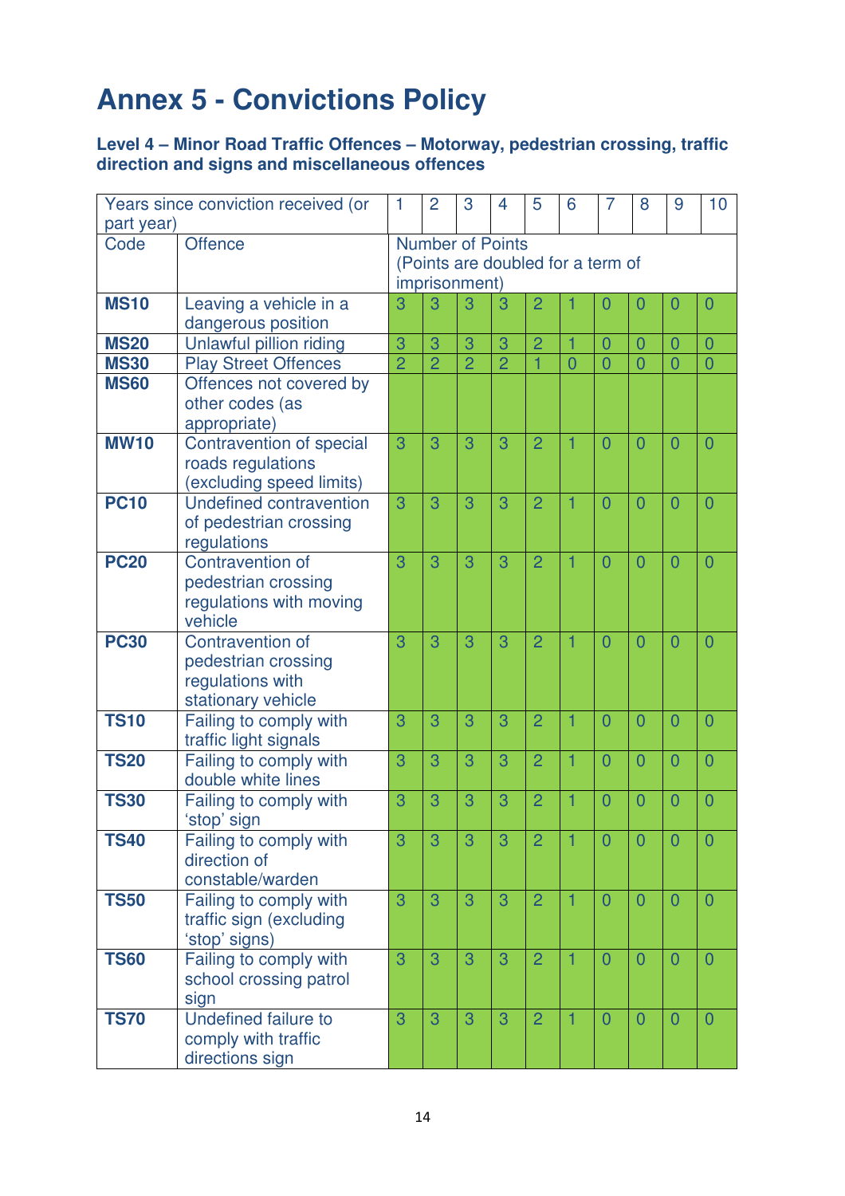# Annex 5 - Convictions Policy

### Level 4 – Minor Road Traffic Offences – Motorway, pedestrian crossing, traffic direction and signs and miscellaneous offences

| Years since conviction received (or part year) | | 1 | 2 | 3 | 4 | 5 | 6 | 7 | 8 | 9 | 10 |
|---|---|---|---|---|---|---|---|---|---|---|---|
| Code | Offence | Number of Points (Points are doubled for a term of imprisonment) | | | | | | | | | |
| **MS10** | Leaving a vehicle in a dangerous position | 3 | 3 | 3 | 3 | 2 | 1 | 0 | 0 | 0 | 0 |
| **MS20** | Unlawful pillion riding | 3 | 3 | 3 | 3 | 2 | 1 | 0 | 0 | 0 | 0 |
| **MS30** | Play Street Offences | 2 | 2 | 2 | 2 | 1 | 0 | 0 | 0 | 0 | 0 |
| **MS60** | Offences not covered by other codes (as appropriate) | | | | | | | | | | |
| **MW10** | Contravention of special roads regulations (excluding speed limits) | 3 | 3 | 3 | 3 | 2 | 1 | 0 | 0 | 0 | 0 |
| **PC10** | Undefined contravention of pedestrian crossing regulations | 3 | 3 | 3 | 3 | 2 | 1 | 0 | 0 | 0 | 0 |
| **PC20** | Contravention of pedestrian crossing regulations with moving vehicle | 3 | 3 | 3 | 3 | 2 | 1 | 0 | 0 | 0 | 0 |
| **PC30** | Contravention of pedestrian crossing regulations with stationary vehicle | 3 | 3 | 3 | 3 | 2 | 1 | 0 | 0 | 0 | 0 |
| **TS10** | Failing to comply with traffic light signals | 3 | 3 | 3 | 3 | 2 | 1 | 0 | 0 | 0 | 0 |
| **TS20** | Failing to comply with double white lines | 3 | 3 | 3 | 3 | 2 | 1 | 0 | 0 | 0 | 0 |
| **TS30** | Failing to comply with 'stop' sign | 3 | 3 | 3 | 3 | 2 | 1 | 0 | 0 | 0 | 0 |
| **TS40** | Failing to comply with direction of constable/warden | 3 | 3 | 3 | 3 | 2 | 1 | 0 | 0 | 0 | 0 |
| **TS50** | Failing to comply with traffic sign (excluding 'stop' signs) | 3 | 3 | 3 | 3 | 2 | 1 | 0 | 0 | 0 | 0 |
| **TS60** | Failing to comply with school crossing patrol sign | 3 | 3 | 3 | 3 | 2 | 1 | 0 | 0 | 0 | 0 |
| **TS70** | Undefined failure to comply with traffic directions sign | 3 | 3 | 3 | 3 | 2 | 1 | 0 | 0 | 0 | 0 |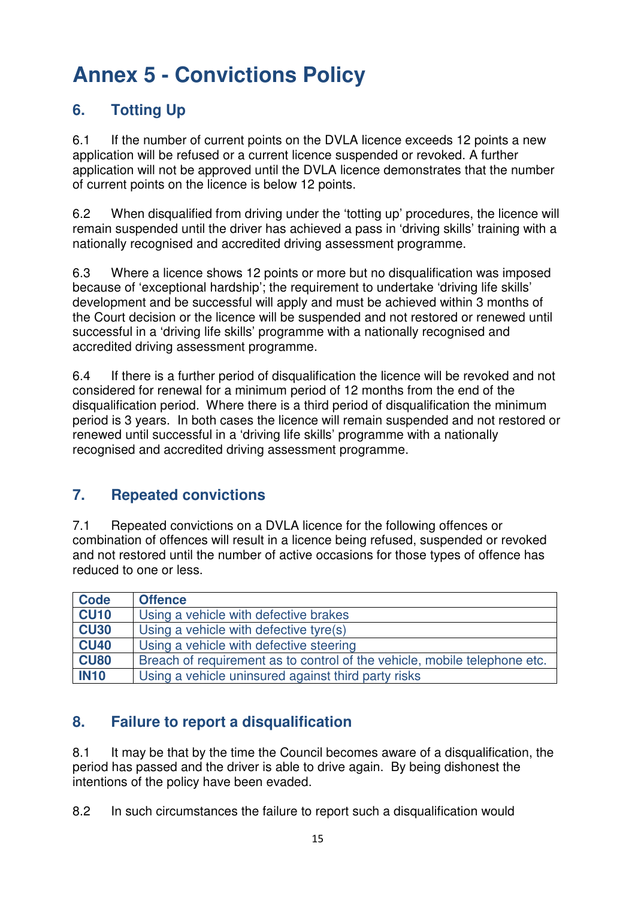# Annex 5 - Convictions Policy

## 6. Totting Up

6.1 If the number of current points on the DVLA licence exceeds 12 points a new application will be refused or a current licence suspended or revoked. A further application will not be approved until the DVLA licence demonstrates that the number of current points on the licence is below 12 points.

6.2 When disqualified from driving under the 'totting up' procedures, the licence will remain suspended until the driver has achieved a pass in 'driving skills' training with a nationally recognised and accredited driving assessment programme.

6.3 Where a licence shows 12 points or more but no disqualification was imposed because of 'exceptional hardship'; the requirement to undertake 'driving life skills' development and be successful will apply and must be achieved within 3 months of the Court decision or the licence will be suspended and not restored or renewed until successful in a 'driving life skills' programme with a nationally recognised and accredited driving assessment programme.

6.4 If there is a further period of disqualification the licence will be revoked and not considered for renewal for a minimum period of 12 months from the end of the disqualification period. Where there is a third period of disqualification the minimum period is 3 years. In both cases the licence will remain suspended and not restored or renewed until successful in a 'driving life skills' programme with a nationally recognised and accredited driving assessment programme.

## 7. Repeated convictions

7.1 Repeated convictions on a DVLA licence for the following offences or combination of offences will result in a licence being refused, suspended or revoked and not restored until the number of active occasions for those types of offence has reduced to one or less.

| Code | Offence |
|---|---|
| **CU10** | Using a vehicle with defective brakes |
| **CU30** | Using a vehicle with defective tyre(s) |
| **CU40** | Using a vehicle with defective steering |
| **CU80** | Breach of requirement as to control of the vehicle, mobile telephone etc. |
| **IN10** | Using a vehicle uninsured against third party risks |

## 8. Failure to report a disqualification

8.1 It may be that by the time the Council becomes aware of a disqualification, the period has passed and the driver is able to drive again. By being dishonest the intentions of the policy have been evaded.

8.2 In such circumstances the failure to report such a disqualification would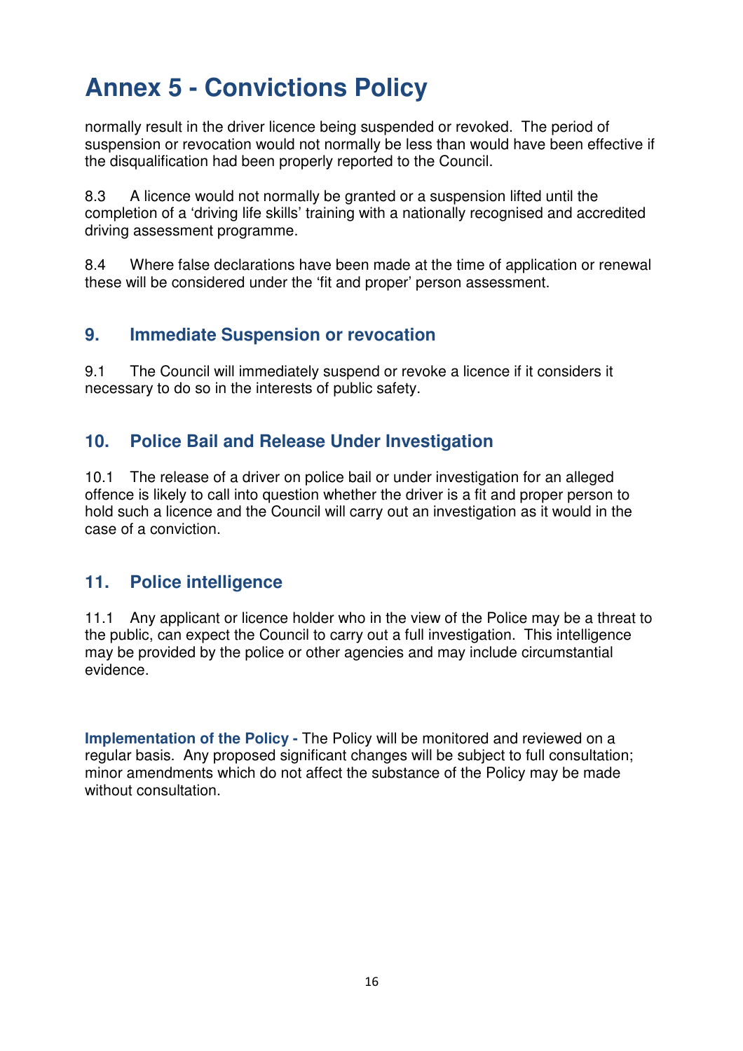# Annex 5 - Convictions Policy

normally result in the driver licence being suspended or revoked. The period of suspension or revocation would not normally be less than would have been effective if the disqualification had been properly reported to the Council.

8.3 A licence would not normally be granted or a suspension lifted until the completion of a 'driving life skills' training with a nationally recognised and accredited driving assessment programme.

8.4 Where false declarations have been made at the time of application or renewal these will be considered under the 'fit and proper' person assessment.

## 9. Immediate Suspension or revocation

9.1 The Council will immediately suspend or revoke a licence if it considers it necessary to do so in the interests of public safety.

## 10. Police Bail and Release Under Investigation

10.1 The release of a driver on police bail or under investigation for an alleged offence is likely to call into question whether the driver is a fit and proper person to hold such a licence and the Council will carry out an investigation as it would in the case of a conviction.

## 11. Police intelligence

11.1 Any applicant or licence holder who in the view of the Police may be a threat to the public, can expect the Council to carry out a full investigation. This intelligence may be provided by the police or other agencies and may include circumstantial evidence.

**Implementation of the Policy -** The Policy will be monitored and reviewed on a regular basis. Any proposed significant changes will be subject to full consultation; minor amendments which do not affect the substance of the Policy may be made without consultation.